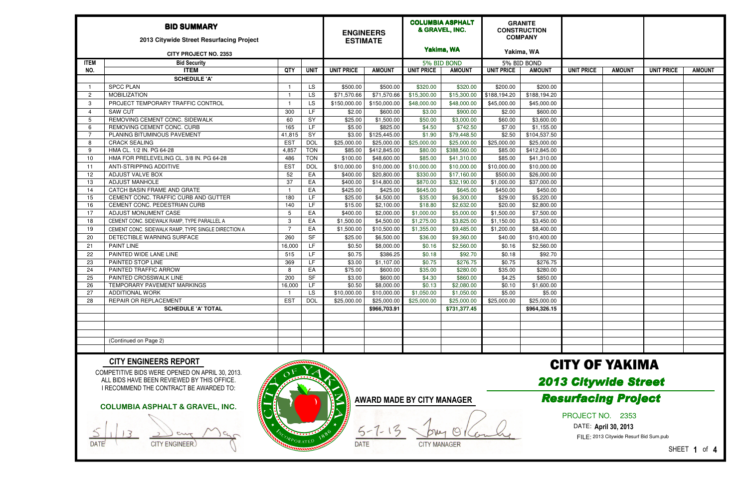# BID SUMMARY

**2013 Citywide Street Resurfacing Project**

**CITY PROJECT NO. 2353**

| ITEM NO. | ITEM | QTY | UNIT | ENGINEERS ESTIMATE | | COLUMBIA ASPHALT & GRAVEL, INC. Yakima, WA | | GRANITE CONSTRUCTION COMPANY Yakima, WA | | | | | |
|---|---|---|---|---|---|---|---|---|---|---|---|---|---|
| | Bid Security | | | | | 5% BID BOND | | 5% BID BOND | | | | | |
| | | | | UNIT PRICE | AMOUNT | UNIT PRICE | AMOUNT | UNIT PRICE | AMOUNT | UNIT PRICE | AMOUNT | UNIT PRICE | AMOUNT |
| | **SCHEDULE 'A'** | | | | | | | | | | | | |
| 1 | SPCC PLAN | 1 | LS | $500.00 | $500.00 | $320.00 | $320.00 | $200.00 | $200.00 | | | | |
| 2 | MOBILIZATION | 1 | LS | $71,570.66 | $71,570.66 | $15,300.00 | $15,300.00 | $188,194.20 | $188,194.20 | | | | |
| 3 | PROJECT TEMPORARY TRAFFIC CONTROL | 1 | LS | $150,000.00 | $150,000.00 | $48,000.00 | $48,000.00 | $45,000.00 | $45,000.00 | | | | |
| 4 | SAW CUT | 300 | LF | $2.00 | $600.00 | $3.00 | $900.00 | $2.00 | $600.00 | | | | |
| 5 | REMOVING CEMENT CONC. SIDEWALK | 60 | SY | $25.00 | $1,500.00 | $50.00 | $3,000.00 | $60.00 | $3,600.00 | | | | |
| 6 | REMOVING CEMENT CONC. CURB | 165 | LF | $5.00 | $825.00 | $4.50 | $742.50 | $7.00 | $1,155.00 | | | | |
| 7 | PLANING BITUMINOUS PAVEMENT | 41,815 | SY | $3.00 | $125,445.00 | $1.90 | $79,448.50 | $2.50 | $104,537.50 | | | | |
| 8 | CRACK SEALING | EST | DOL | $25,000.00 | $25,000.00 | $25,000.00 | $25,000.00 | $25,000.00 | $25,000.00 | | | | |
| 9 | HMA CL. 1/2 IN. PG 64-28 | 4,857 | TON | $85.00 | $412,845.00 | $80.00 | $388,560.00 | $85.00 | $412,845.00 | | | | |
| 10 | HMA FOR PRELEVELING CL. 3/8 IN. PG 64-28 | 486 | TON | $100.00 | $48,600.00 | $85.00 | $41,310.00 | $85.00 | $41,310.00 | | | | |
| 11 | ANTI-STRIPPING ADDITIVE | EST | DOL | $10,000.00 | $10,000.00 | $10,000.00 | $10,000.00 | $10,000.00 | $10,000.00 | | | | |
| 12 | ADJUST VALVE BOX | 52 | EA | $400.00 | $20,800.00 | $330.00 | $17,160.00 | $500.00 | $26,000.00 | | | | |
| 13 | ADJUST MANHOLE | 37 | EA | $400.00 | $14,800.00 | $870.00 | $32,190.00 | $1,000.00 | $37,000.00 | | | | |
| 14 | CATCH BASIN FRAME AND GRATE | 1 | EA | $425.00 | $425.00 | $645.00 | $645.00 | $450.00 | $450.00 | | | | |
| 15 | CEMENT CONC. TRAFFIC CURB AND GUTTER | 180 | LF | $25.00 | $4,500.00 | $35.00 | $6,300.00 | $29.00 | $5,220.00 | | | | |
| 16 | CEMENT CONC. PEDESTRIAN CURB | 140 | LF | $15.00 | $2,100.00 | $18.80 | $2,632.00 | $20.00 | $2,800.00 | | | | |
| 17 | ADJUST MONUMENT CASE | 5 | EA | $400.00 | $2,000.00 | $1,000.00 | $5,000.00 | $1,500.00 | $7,500.00 | | | | |
| 18 | CEMENT CONC. SIDEWALK RAMP, TYPE PARALLEL A | 3 | EA | $1,500.00 | $4,500.00 | $1,275.00 | $3,825.00 | $1,150.00 | $3,450.00 | | | | |
| 19 | CEMENT CONC. SIDEWALK RAMP, TYPE SINGLE DIRECTION A | 7 | EA | $1,500.00 | $10,500.00 | $1,355.00 | $9,485.00 | $1,200.00 | $8,400.00 | | | | |
| 20 | DETECTIBLE WARNING SURFACE | 260 | SF | $25.00 | $6,500.00 | $36.00 | $9,360.00 | $40.00 | $10,400.00 | | | | |
| 21 | PAINT LINE | 16,000 | LF | $0.50 | $8,000.00 | $0.16 | $2,560.00 | $0.16 | $2,560.00 | | | | |
| 22 | PAINTED WIDE LANE LINE | 515 | LF | $0.75 | $386.25 | $0.18 | $92.70 | $0.18 | $92.70 | | | | |
| 23 | PAINTED STOP LINE | 369 | LF | $3.00 | $1,107.00 | $0.75 | $276.75 | $0.75 | $276.75 | | | | |
| 24 | PAINTED TRAFFIC ARROW | 8 | EA | $75.00 | $600.00 | $35.00 | $280.00 | $35.00 | $280.00 | | | | |
| 25 | PAINTED CROSSWALK LINE | 200 | SF | $3.00 | $600.00 | $4.30 | $860.00 | $4.25 | $850.00 | | | | |
| 26 | TEMPORARY PAVEMENT MARKINGS | 16,000 | LF | $0.50 | $8,000.00 | $0.13 | $2,080.00 | $0.10 | $1,600.00 | | | | |
| 27 | ADDITIONAL WORK | 1 | LS | $10,000.00 | $10,000.00 | $1,050.00 | $1,050.00 | $5.00 | $5.00 | | | | |
| 28 | REPAIR OR REPLACEMENT | EST | DOL | $25,000.00 | $25,000.00 | $25,000.00 | $25,000.00 | $25,000.00 | $25,000.00 | | | | |
| | **SCHEDULE 'A' TOTAL** | | | | **$966,703.91** | | **$731,377.45** | | **$964,326.15** | | | | |
| | (Continued on Page 2) | | | | | | | | | | | | |

## CITY ENGINEERS REPORT

COMPETITIVE BIDS WERE OPENED ON APRIL 30, 2013.
ALL BIDS HAVE BEEN REVIEWED BY THIS OFFICE.
I RECOMMEND THE CONTRACT BE AWARDED TO:

**COLUMBIA ASPHALT & GRAVEL, INC.**

5/1/13 — DATE — CITY ENGINEER

**AWARD MADE BY CITY MANAGER**

5-7-13 — DATE — CITY MANAGER

# CITY OF YAKIMA

***2013 Citywide Street Resurfacing Project***

PROJECT NO. 2353

DATE: **April 30, 2013**

FILE: 2013 Citywide Resurf Bid Sum.pub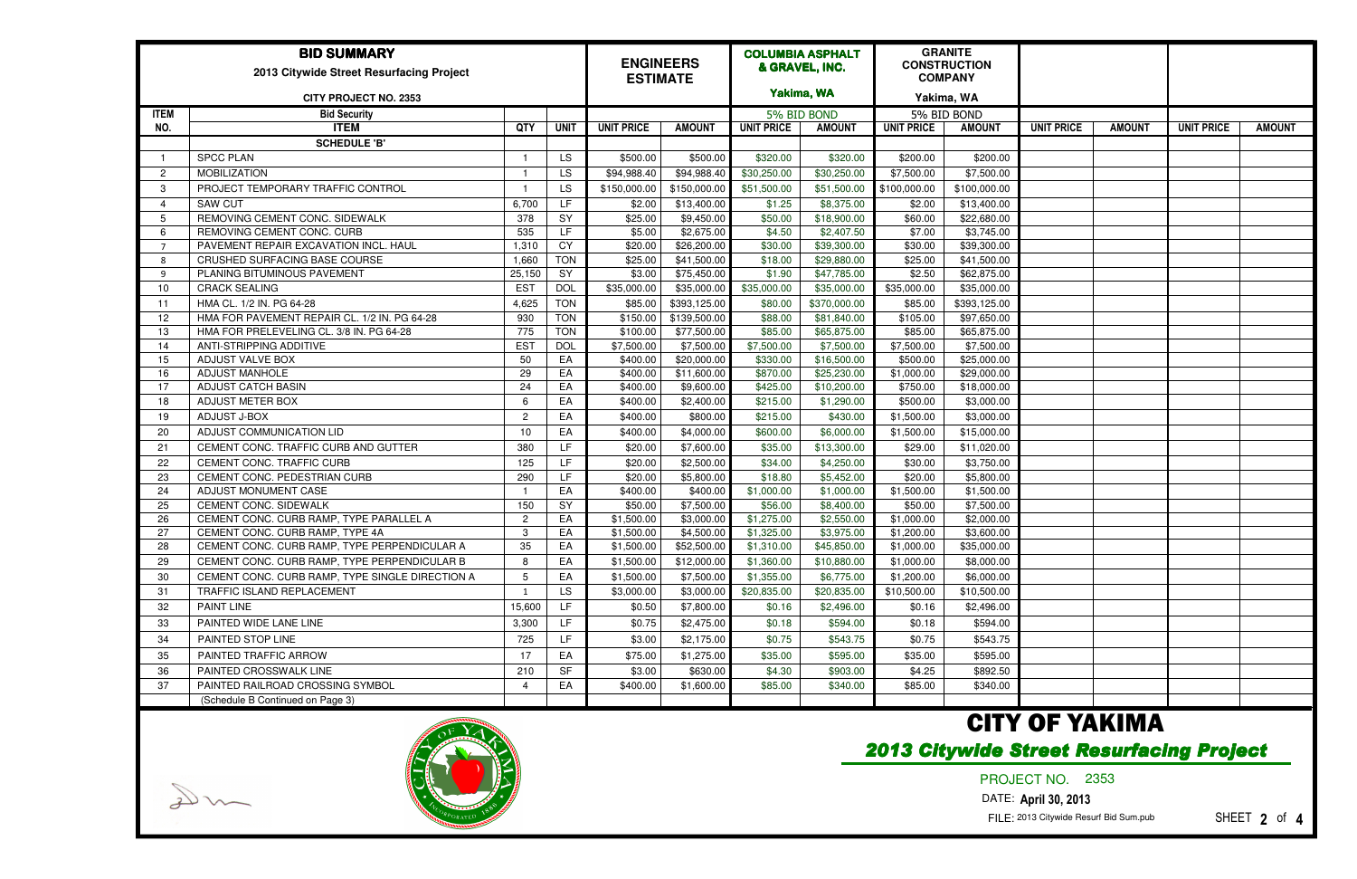# BID SUMMARY

**2013 Citywide Street Resurfacing Project**

**CITY PROJECT NO. 2353**

| ITEM NO. | ITEM | QTY | UNIT | ENGINEERS ESTIMATE | | COLUMBIA ASPHALT & GRAVEL, INC. Yakima, WA | | GRANITE CONSTRUCTION COMPANY Yakima, WA | | | | | |
|---|---|---|---|---|---|---|---|---|---|---|---|---|---|
| | Bid Security | | | | | 5% BID BOND | | 5% BID BOND | | | | | |
| | | | | UNIT PRICE | AMOUNT | UNIT PRICE | AMOUNT | UNIT PRICE | AMOUNT | UNIT PRICE | AMOUNT | UNIT PRICE | AMOUNT |
| | **SCHEDULE 'B'** | | | | | | | | | | | | |
| 1 | SPCC PLAN | 1 | LS | $500.00 | $500.00 | $320.00 | $320.00 | $200.00 | $200.00 | | | | |
| 2 | MOBILIZATION | 1 | LS | $94,988.40 | $94,988.40 | $30,250.00 | $30,250.00 | $7,500.00 | $7,500.00 | | | | |
| 3 | PROJECT TEMPORARY TRAFFIC CONTROL | 1 | LS | $150,000.00 | $150,000.00 | $51,500.00 | $51,500.00 | $100,000.00 | $100,000.00 | | | | |
| 4 | SAW CUT | 6,700 | LF | $2.00 | $13,400.00 | $1.25 | $8,375.00 | $2.00 | $13,400.00 | | | | |
| 5 | REMOVING CEMENT CONC. SIDEWALK | 378 | SY | $25.00 | $9,450.00 | $50.00 | $18,900.00 | $60.00 | $22,680.00 | | | | |
| 6 | REMOVING CEMENT CONC. CURB | 535 | LF | $5.00 | $2,675.00 | $4.50 | $2,407.50 | $7.00 | $3,745.00 | | | | |
| 7 | PAVEMENT REPAIR EXCAVATION INCL. HAUL | 1,310 | CY | $20.00 | $26,200.00 | $30.00 | $39,300.00 | $30.00 | $39,300.00 | | | | |
| 8 | CRUSHED SURFACING BASE COURSE | 1,660 | TON | $25.00 | $41,500.00 | $18.00 | $29,880.00 | $25.00 | $41,500.00 | | | | |
| 9 | PLANING BITUMINOUS PAVEMENT | 25,150 | SY | $3.00 | $75,450.00 | $1.90 | $47,785.00 | $2.50 | $62,875.00 | | | | |
| 10 | CRACK SEALING | EST | DOL | $35,000.00 | $35,000.00 | $35,000.00 | $35,000.00 | $35,000.00 | $35,000.00 | | | | |
| 11 | HMA CL. 1/2 IN. PG 64-28 | 4,625 | TON | $85.00 | $393,125.00 | $80.00 | $370,000.00 | $85.00 | $393,125.00 | | | | |
| 12 | HMA FOR PAVEMENT REPAIR CL. 1/2 IN. PG 64-28 | 930 | TON | $150.00 | $139,500.00 | $88.00 | $81,840.00 | $105.00 | $97,650.00 | | | | |
| 13 | HMA FOR PRELEVELING CL. 3/8 IN. PG 64-28 | 775 | TON | $100.00 | $77,500.00 | $85.00 | $65,875.00 | $85.00 | $65,875.00 | | | | |
| 14 | ANTI-STRIPPING ADDITIVE | EST | DOL | $7,500.00 | $7,500.00 | $7,500.00 | $7,500.00 | $7,500.00 | $7,500.00 | | | | |
| 15 | ADJUST VALVE BOX | 50 | EA | $400.00 | $20,000.00 | $330.00 | $16,500.00 | $500.00 | $25,000.00 | | | | |
| 16 | ADJUST MANHOLE | 29 | EA | $400.00 | $11,600.00 | $870.00 | $25,230.00 | $1,000.00 | $29,000.00 | | | | |
| 17 | ADJUST CATCH BASIN | 24 | EA | $400.00 | $9,600.00 | $425.00 | $10,200.00 | $750.00 | $18,000.00 | | | | |
| 18 | ADJUST METER BOX | 6 | EA | $400.00 | $2,400.00 | $215.00 | $1,290.00 | $500.00 | $3,000.00 | | | | |
| 19 | ADJUST J-BOX | 2 | EA | $400.00 | $800.00 | $215.00 | $430.00 | $1,500.00 | $3,000.00 | | | | |
| 20 | ADJUST COMMUNICATION LID | 10 | EA | $400.00 | $4,000.00 | $600.00 | $6,000.00 | $1,500.00 | $15,000.00 | | | | |
| 21 | CEMENT CONC. TRAFFIC CURB AND GUTTER | 380 | LF | $20.00 | $7,600.00 | $35.00 | $13,300.00 | $29.00 | $11,020.00 | | | | |
| 22 | CEMENT CONC. TRAFFIC CURB | 125 | LF | $20.00 | $2,500.00 | $34.00 | $4,250.00 | $30.00 | $3,750.00 | | | | |
| 23 | CEMENT CONC. PEDESTRIAN CURB | 290 | LF | $20.00 | $5,800.00 | $18.80 | $5,452.00 | $20.00 | $5,800.00 | | | | |
| 24 | ADJUST MONUMENT CASE | 1 | EA | $400.00 | $400.00 | $1,000.00 | $1,000.00 | $1,500.00 | $1,500.00 | | | | |
| 25 | CEMENT CONC. SIDEWALK | 150 | SY | $50.00 | $7,500.00 | $56.00 | $8,400.00 | $50.00 | $7,500.00 | | | | |
| 26 | CEMENT CONC. CURB RAMP, TYPE PARALLEL A | 2 | EA | $1,500.00 | $3,000.00 | $1,275.00 | $2,550.00 | $1,000.00 | $2,000.00 | | | | |
| 27 | CEMENT CONC. CURB RAMP, TYPE 4A | 3 | EA | $1,500.00 | $4,500.00 | $1,325.00 | $3,975.00 | $1,200.00 | $3,600.00 | | | | |
| 28 | CEMENT CONC. CURB RAMP, TYPE PERPENDICULAR A | 35 | EA | $1,500.00 | $52,500.00 | $1,310.00 | $45,850.00 | $1,000.00 | $35,000.00 | | | | |
| 29 | CEMENT CONC. CURB RAMP, TYPE PERPENDICULAR B | 8 | EA | $1,500.00 | $12,000.00 | $1,360.00 | $10,880.00 | $1,000.00 | $8,000.00 | | | | |
| 30 | CEMENT CONC. CURB RAMP, TYPE SINGLE DIRECTION A | 5 | EA | $1,500.00 | $7,500.00 | $1,355.00 | $6,775.00 | $1,200.00 | $6,000.00 | | | | |
| 31 | TRAFFIC ISLAND REPLACEMENT | 1 | LS | $3,000.00 | $3,000.00 | $20,835.00 | $20,835.00 | $10,500.00 | $10,500.00 | | | | |
| 32 | PAINT LINE | 15,600 | LF | $0.50 | $7,800.00 | $0.16 | $2,496.00 | $0.16 | $2,496.00 | | | | |
| 33 | PAINTED WIDE LANE LINE | 3,300 | LF | $0.75 | $2,475.00 | $0.18 | $594.00 | $0.18 | $594.00 | | | | |
| 34 | PAINTED STOP LINE | 725 | LF | $3.00 | $2,175.00 | $0.75 | $543.75 | $0.75 | $543.75 | | | | |
| 35 | PAINTED TRAFFIC ARROW | 17 | EA | $75.00 | $1,275.00 | $35.00 | $595.00 | $35.00 | $595.00 | | | | |
| 36 | PAINTED CROSSWALK LINE | 210 | SF | $3.00 | $630.00 | $4.30 | $903.00 | $4.25 | $892.50 | | | | |
| 37 | PAINTED RAILROAD CROSSING SYMBOL | 4 | EA | $400.00 | $1,600.00 | $85.00 | $340.00 | $85.00 | $340.00 | | | | |
| | (Schedule B Continued on Page 3) | | | | | | | | | | | | |

**CITY OF YAKIMA**

***2013 Citywide Street Resurfacing Project***

PROJECT NO. 2353

DATE: **April 30, 2013**

FILE: 2013 Citywide Resurf Bid Sum.pub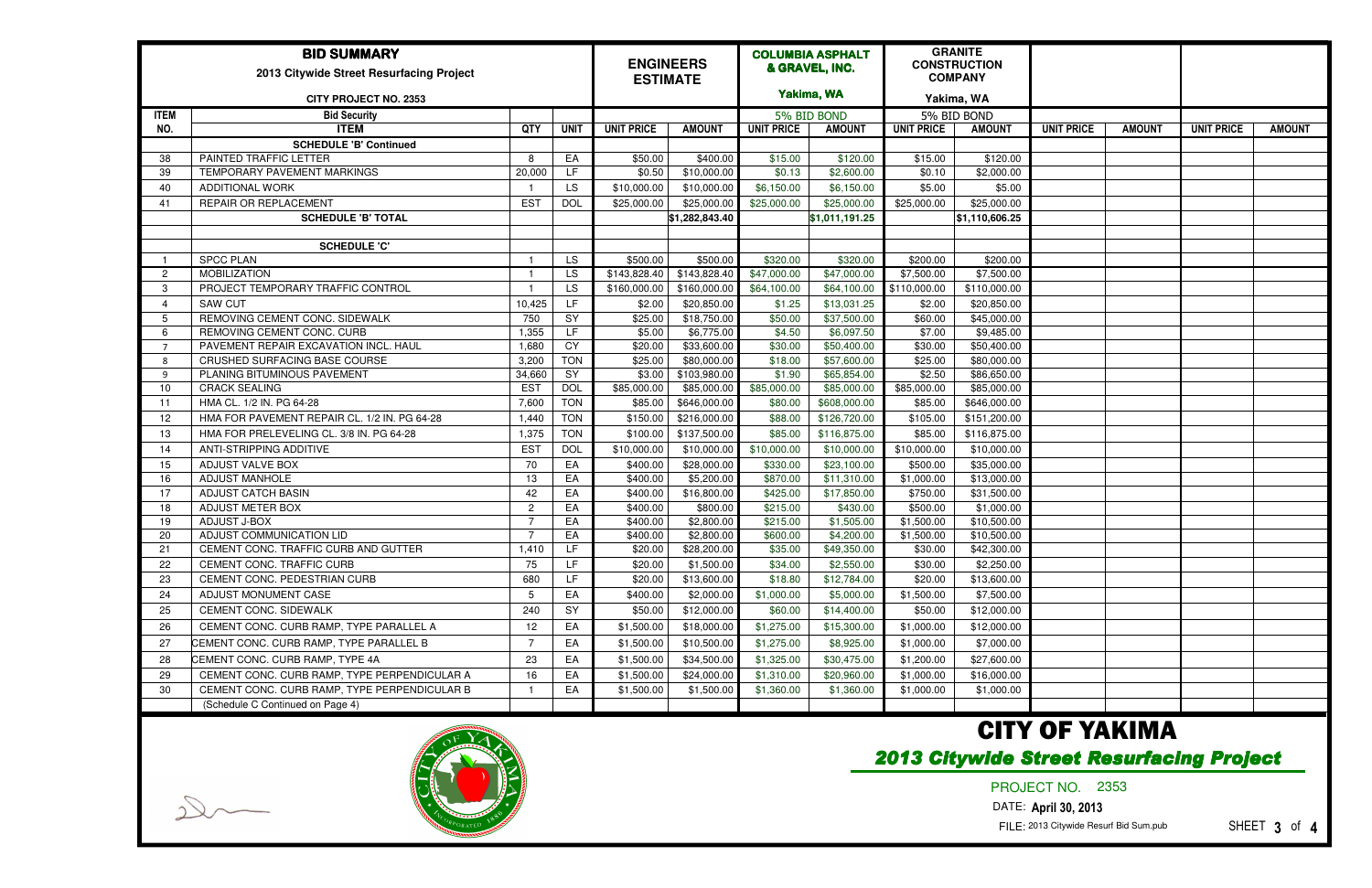# BID SUMMARY

**2013 Citywide Street Resurfacing Project**

**CITY PROJECT NO. 2353**

| ITEM NO. | ITEM | QTY | UNIT | ENGINEERS ESTIMATE | | COLUMBIA ASPHALT & GRAVEL, INC. Yakima, WA | | GRANITE CONSTRUCTION COMPANY Yakima, WA | | | | | |
|---|---|---|---|---|---|---|---|---|---|---|---|---|---|
| | Bid Security | | | | | 5% BID BOND | | 5% BID BOND | | | | | |
| | | | | UNIT PRICE | AMOUNT | UNIT PRICE | AMOUNT | UNIT PRICE | AMOUNT | UNIT PRICE | AMOUNT | UNIT PRICE | AMOUNT |
| | **SCHEDULE 'B' Continued** | | | | | | | | | | | | |
| 38 | PAINTED TRAFFIC LETTER | 8 | EA | $50.00 | $400.00 | $15.00 | $120.00 | $15.00 | $120.00 | | | | |
| 39 | TEMPORARY PAVEMENT MARKINGS | 20,000 | LF | $0.50 | $10,000.00 | $0.13 | $2,600.00 | $0.10 | $2,000.00 | | | | |
| 40 | ADDITIONAL WORK | 1 | LS | $10,000.00 | $10,000.00 | $6,150.00 | $6,150.00 | $5.00 | $5.00 | | | | |
| 41 | REPAIR OR REPLACEMENT | EST | DOL | $25,000.00 | $25,000.00 | $25,000.00 | $25,000.00 | $25,000.00 | $25,000.00 | | | | |
| | **SCHEDULE 'B' TOTAL** | | | | $1,282,843.40 | | $1,011,191.25 | | $1,110,606.25 | | | | |
| | | | | | | | | | | | | | |
| | **SCHEDULE 'C'** | | | | | | | | | | | | |
| 1 | SPCC PLAN | 1 | LS | $500.00 | $500.00 | $320.00 | $320.00 | $200.00 | $200.00 | | | | |
| 2 | MOBILIZATION | 1 | LS | $143,828.40 | $143,828.40 | $47,000.00 | $47,000.00 | $7,500.00 | $7,500.00 | | | | |
| 3 | PROJECT TEMPORARY TRAFFIC CONTROL | 1 | LS | $160,000.00 | $160,000.00 | $64,100.00 | $64,100.00 | $110,000.00 | $110,000.00 | | | | |
| 4 | SAW CUT | 10,425 | LF | $2.00 | $20,850.00 | $1.25 | $13,031.25 | $2.00 | $20,850.00 | | | | |
| 5 | REMOVING CEMENT CONC. SIDEWALK | 750 | SY | $25.00 | $18,750.00 | $50.00 | $37,500.00 | $60.00 | $45,000.00 | | | | |
| 6 | REMOVING CEMENT CONC. CURB | 1,355 | LF | $5.00 | $6,775.00 | $4.50 | $6,097.50 | $7.00 | $9,485.00 | | | | |
| 7 | PAVEMENT REPAIR EXCAVATION INCL. HAUL | 1,680 | CY | $20.00 | $33,600.00 | $30.00 | $50,400.00 | $30.00 | $50,400.00 | | | | |
| 8 | CRUSHED SURFACING BASE COURSE | 3,200 | TON | $25.00 | $80,000.00 | $18.00 | $57,600.00 | $25.00 | $80,000.00 | | | | |
| 9 | PLANING BITUMINOUS PAVEMENT | 34,660 | SY | $3.00 | $103,980.00 | $1.90 | $65,854.00 | $2.50 | $86,650.00 | | | | |
| 10 | CRACK SEALING | EST | DOL | $85,000.00 | $85,000.00 | $85,000.00 | $85,000.00 | $85,000.00 | $85,000.00 | | | | |
| 11 | HMA CL. 1/2 IN. PG 64-28 | 7,600 | TON | $85.00 | $646,000.00 | $80.00 | $608,000.00 | $85.00 | $646,000.00 | | | | |
| 12 | HMA FOR PAVEMENT REPAIR CL. 1/2 IN. PG 64-28 | 1,440 | TON | $150.00 | $216,000.00 | $88.00 | $126,720.00 | $105.00 | $151,200.00 | | | | |
| 13 | HMA FOR PRELEVELING CL. 3/8 IN. PG 64-28 | 1,375 | TON | $100.00 | $137,500.00 | $85.00 | $116,875.00 | $85.00 | $116,875.00 | | | | |
| 14 | ANTI-STRIPPING ADDITIVE | EST | DOL | $10,000.00 | $10,000.00 | $10,000.00 | $10,000.00 | $10,000.00 | $10,000.00 | | | | |
| 15 | ADJUST VALVE BOX | 70 | EA | $400.00 | $28,000.00 | $330.00 | $23,100.00 | $500.00 | $35,000.00 | | | | |
| 16 | ADJUST MANHOLE | 13 | EA | $400.00 | $5,200.00 | $870.00 | $11,310.00 | $1,000.00 | $13,000.00 | | | | |
| 17 | ADJUST CATCH BASIN | 42 | EA | $400.00 | $16,800.00 | $425.00 | $17,850.00 | $750.00 | $31,500.00 | | | | |
| 18 | ADJUST METER BOX | 2 | EA | $400.00 | $800.00 | $215.00 | $430.00 | $500.00 | $1,000.00 | | | | |
| 19 | ADJUST J-BOX | 7 | EA | $400.00 | $2,800.00 | $215.00 | $1,505.00 | $1,500.00 | $10,500.00 | | | | |
| 20 | ADJUST COMMUNICATION LID | 7 | EA | $400.00 | $2,800.00 | $600.00 | $4,200.00 | $1,500.00 | $10,500.00 | | | | |
| 21 | CEMENT CONC. TRAFFIC CURB AND GUTTER | 1,410 | LF | $20.00 | $28,200.00 | $35.00 | $49,350.00 | $30.00 | $42,300.00 | | | | |
| 22 | CEMENT CONC. TRAFFIC CURB | 75 | LF | $20.00 | $1,500.00 | $34.00 | $2,550.00 | $30.00 | $2,250.00 | | | | |
| 23 | CEMENT CONC. PEDESTRIAN CURB | 680 | LF | $20.00 | $13,600.00 | $18.80 | $12,784.00 | $20.00 | $13,600.00 | | | | |
| 24 | ADJUST MONUMENT CASE | 5 | EA | $400.00 | $2,000.00 | $1,000.00 | $5,000.00 | $1,500.00 | $7,500.00 | | | | |
| 25 | CEMENT CONC. SIDEWALK | 240 | SY | $50.00 | $12,000.00 | $60.00 | $14,400.00 | $50.00 | $12,000.00 | | | | |
| 26 | CEMENT CONC. CURB RAMP, TYPE PARALLEL A | 12 | EA | $1,500.00 | $18,000.00 | $1,275.00 | $15,300.00 | $1,000.00 | $12,000.00 | | | | |
| 27 | CEMENT CONC. CURB RAMP, TYPE PARALLEL B | 7 | EA | $1,500.00 | $10,500.00 | $1,275.00 | $8,925.00 | $1,000.00 | $7,000.00 | | | | |
| 28 | CEMENT CONC. CURB RAMP, TYPE 4A | 23 | EA | $1,500.00 | $34,500.00 | $1,325.00 | $30,475.00 | $1,200.00 | $27,600.00 | | | | |
| 29 | CEMENT CONC. CURB RAMP, TYPE PERPENDICULAR A | 16 | EA | $1,500.00 | $24,000.00 | $1,310.00 | $20,960.00 | $1,000.00 | $16,000.00 | | | | |
| 30 | CEMENT CONC. CURB RAMP, TYPE PERPENDICULAR B | 1 | EA | $1,500.00 | $1,500.00 | $1,360.00 | $1,360.00 | $1,000.00 | $1,000.00 | | | | |
| | (Schedule C Continued on Page 4) | | | | | | | | | | | | |

# CITY OF YAKIMA

## *2013 Citywide Street Resurfacing Project*

PROJECT NO. 2353

DATE: **April 30, 2013**

FILE: 2013 Citywide Resurf Bid Sum.pub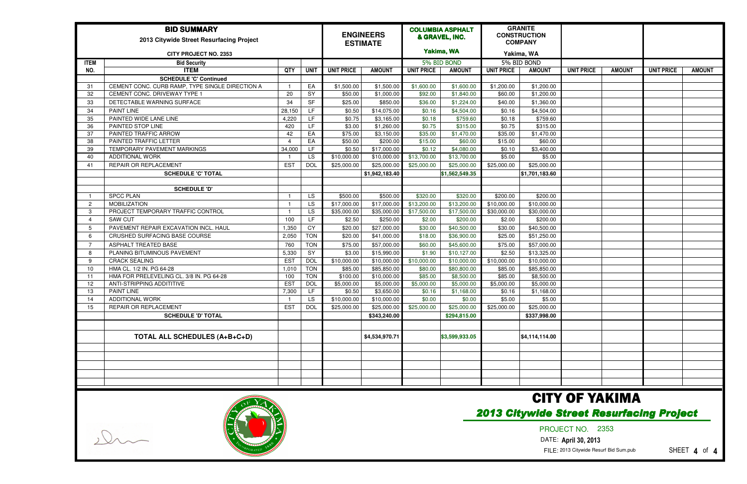| BID SUMMARY<br>2013 Citywide Street Resurfacing Project<br>CITY PROJECT NO. 2353 | | | | ENGINEERS ESTIMATE | | COLUMBIA ASPHALT & GRAVEL, INC.<br>Yakima, WA | | GRANITE CONSTRUCTION COMPANY<br>Yakima, WA | | | | | |
|---|---|---|---|---|---|---|---|---|---|---|---|---|---|
| ITEM | Bid Security | | | | | 5% BID BOND | | 5% BID BOND | | | | | |
| NO. | ITEM | QTY | UNIT | UNIT PRICE | AMOUNT | UNIT PRICE | AMOUNT | UNIT PRICE | AMOUNT | UNIT PRICE | AMOUNT | UNIT PRICE | AMOUNT |
| | SCHEDULE 'C' Continued | | | | | | | | | | | | |
| 31 | CEMENT CONC. CURB RAMP, TYPE SINGLE DIRECTION A | 1 | EA | $1,500.00 | $1,500.00 | $1,600.00 | $1,600.00 | $1,200.00 | $1,200.00 | | | | |
| 32 | CEMENT CONC. DRIVEWAY TYPE 1 | 20 | SY | $50.00 | $1,000.00 | $92.00 | $1,840.00 | $60.00 | $1,200.00 | | | | |
| 33 | DETECTABLE WARNING SURFACE | 34 | SF | $25.00 | $850.00 | $36.00 | $1,224.00 | $40.00 | $1,360.00 | | | | |
| 34 | PAINT LINE | 28,150 | LF | $0.50 | $14,075.00 | $0.16 | $4,504.00 | $0.16 | $4,504.00 | | | | |
| 35 | PAINTED WIDE LANE LINE | 4,220 | LF | $0.75 | $3,165.00 | $0.18 | $759.60 | $0.18 | $759.60 | | | | |
| 36 | PAINTED STOP LINE | 420 | LF | $3.00 | $1,260.00 | $0.75 | $315.00 | $0.75 | $315.00 | | | | |
| 37 | PAINTED TRAFFIC ARROW | 42 | EA | $75.00 | $3,150.00 | $35.00 | $1,470.00 | $35.00 | $1,470.00 | | | | |
| 38 | PAINTED TRAFFIC LETTER | 4 | EA | $50.00 | $200.00 | $15.00 | $60.00 | $15.00 | $60.00 | | | | |
| 39 | TEMPORARY PAVEMENT MARKINGS | 34,000 | LF | $0.50 | $17,000.00 | $0.12 | $4,080.00 | $0.10 | $3,400.00 | | | | |
| 40 | ADDITIONAL WORK | 1 | LS | $10,000.00 | $10,000.00 | $13,700.00 | $13,700.00 | $5.00 | $5.00 | | | | |
| 41 | REPAIR OR REPLACEMENT | EST | DOL | $25,000.00 | $25,000.00 | $25,000.00 | $25,000.00 | $25,000.00 | $25,000.00 | | | | |
| | SCHEDULE 'C' TOTAL | | | | $1,942,183.40 | | $1,562,549.35 | | $1,701,183.60 | | | | |
| | | | | | | | | | | | | | |
| | SCHEDULE 'D' | | | | | | | | | | | | |
| 1 | SPCC PLAN | 1 | LS | $500.00 | $500.00 | $320.00 | $320.00 | $200.00 | $200.00 | | | | |
| 2 | MOBILIZATION | 1 | LS | $17,000.00 | $17,000.00 | $13,200.00 | $13,200.00 | $10,000.00 | $10,000.00 | | | | |
| 3 | PROJECT TEMPORARY TRAFFIC CONTROL | 1 | LS | $35,000.00 | $35,000.00 | $17,500.00 | $17,500.00 | $30,000.00 | $30,000.00 | | | | |
| 4 | SAW CUT | 100 | LF | $2.50 | $250.00 | $2.00 | $200.00 | $2.00 | $200.00 | | | | |
| 5 | PAVEMENT REPAIR EXCAVATION INCL. HAUL | 1,350 | CY | $20.00 | $27,000.00 | $30.00 | $40,500.00 | $30.00 | $40,500.00 | | | | |
| 6 | CRUSHED SURFACING BASE COURSE | 2,050 | TON | $20.00 | $41,000.00 | $18.00 | $36,900.00 | $25.00 | $51,250.00 | | | | |
| 7 | ASPHALT TREATED BASE | 760 | TON | $75.00 | $57,000.00 | $60.00 | $45,600.00 | $75.00 | $57,000.00 | | | | |
| 8 | PLANING BITUMINOUS PAVEMENT | 5,330 | SY | $3.00 | $15,990.00 | $1.90 | $10,127.00 | $2.50 | $13,325.00 | | | | |
| 9 | CRACK SEALING | EST | DOL | $10,000.00 | $10,000.00 | $10,000.00 | $10,000.00 | $10,000.00 | $10,000.00 | | | | |
| 10 | HMA CL. 1/2 IN. PG 64-28 | 1,010 | TON | $85.00 | $85,850.00 | $80.00 | $80,800.00 | $85.00 | $85,850.00 | | | | |
| 11 | HMA FOR PRELEVELING CL. 3/8 IN. PG 64-28 | 100 | TON | $100.00 | $10,000.00 | $85.00 | $8,500.00 | $85.00 | $8,500.00 | | | | |
| 12 | ANTI-STRIPPING ADDITITIVE | EST | DOL | $5,000.00 | $5,000.00 | $5,000.00 | $5,000.00 | $5,000.00 | $5,000.00 | | | | |
| 13 | PAINT LINE | 7,300 | LF | $0.50 | $3,650.00 | $0.16 | $1,168.00 | $0.16 | $1,168.00 | | | | |
| 14 | ADDITIONAL WORK | 1 | LS | $10,000.00 | $10,000.00 | $0.00 | $0.00 | $5.00 | $5.00 | | | | |
| 15 | REPAIR OR REPLACEMENT | EST | DOL | $25,000.00 | $25,000.00 | $25,000.00 | $25,000.00 | $25,000.00 | $25,000.00 | | | | |
| | SCHEDULE 'D' TOTAL | | | | $343,240.00 | | $294,815.00 | | $337,998.00 | | | | |
| | | | | | | | | | | | | | |
| | TOTAL ALL SCHEDULES (A+B+C+D) | | | | $4,534,970.71 | | $3,599,933.05 | | $4,114,114.00 | | | | |

# CITY OF YAKIMA

## 2013 Citywide Street Resurfacing Project

PROJECT NO. 2353

DATE: **April 30, 2013**

FILE: 2013 Citywide Resurf Bid Sum.pub